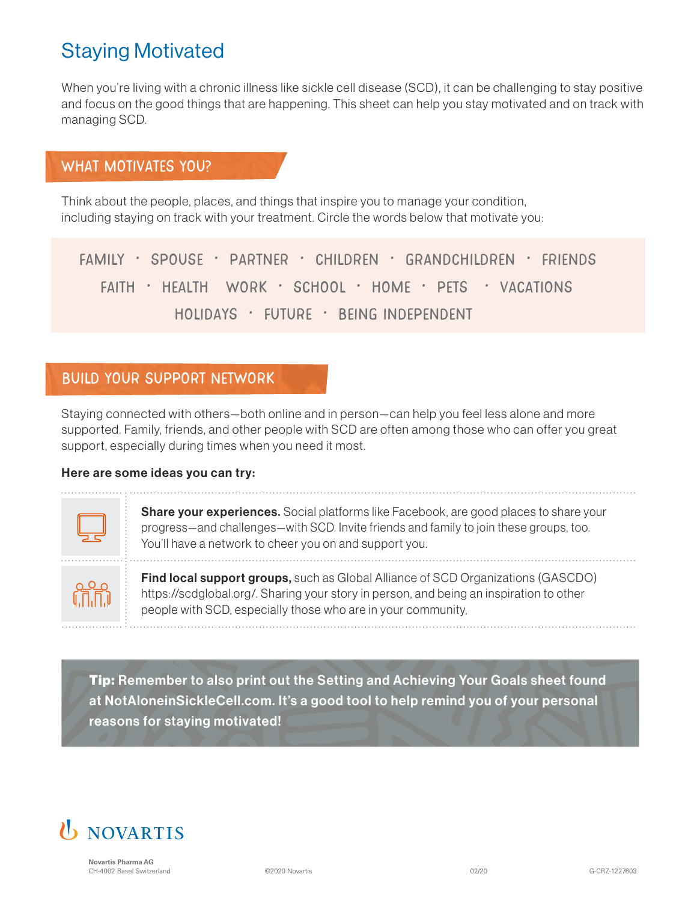# Staying Motivated

When you're living with a chronic illness like sickle cell disease (SCD), it can be challenging to stay positive and focus on the good things that are happening. This sheet can help you stay motivated and on track with managing SCD.

## WHAT MOTIVATES YOU?

Think about the people, places, and things that inspire you to manage your condition, including staying on track with your treatment. Circle the words below that motivate you:

FAMILY · SPOUSE · PARTNER · CHILDREN · GRANDCHILDREN · FRIENDS
FAITH · HEALTH  WORK · SCHOOL · HOME · PETS · VACATIONS
HOLIDAYS · FUTURE · BEING INDEPENDENT

## BUILD YOUR SUPPORT NETWORK

Staying connected with others—both online and in person—can help you feel less alone and more supported. Family, friends, and other people with SCD are often among those who can offer you great support, especially during times when you need it most.

**Here are some ideas you can try:**

**Share your experiences.** Social platforms like Facebook, are good places to share your progress—and challenges—with SCD. Invite friends and family to join these groups, too. You'll have a network to cheer you on and support you.

**Find local support groups,** such as Global Alliance of SCD Organizations (GASCDO) https://scdglobal.org/. Sharing your story in person, and being an inspiration to other people with SCD, especially those who are in your community,

**Tip: Remember to also print out the Setting and Achieving Your Goals sheet found at NotAloneinSickleCell.com. It's a good tool to help remind you of your personal reasons for staying motivated!**

NOVARTIS

Novartis Pharma AG
CH-4002 Basel Switzerland

©2020 Novartis

02/20

G-CRZ-1227603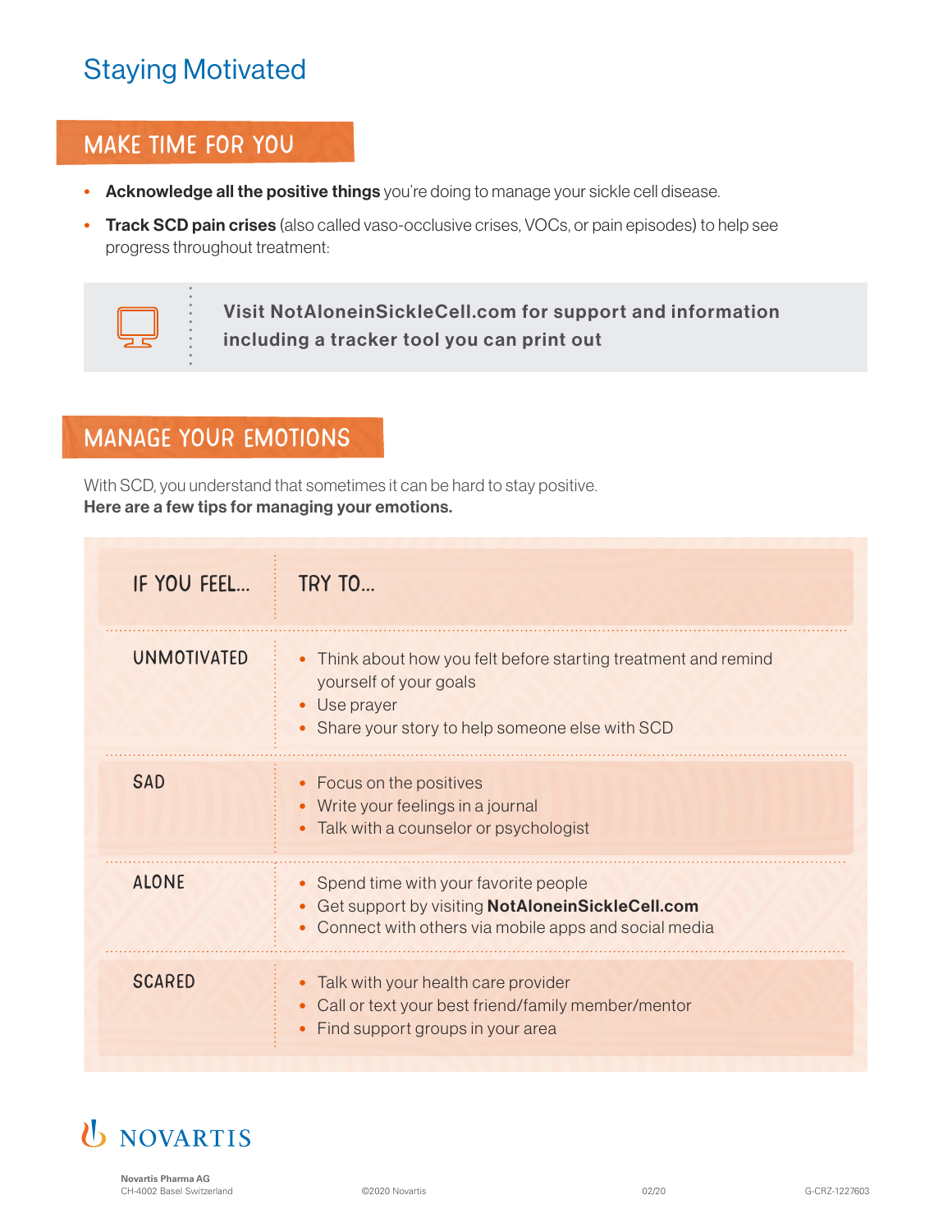# Staying Motivated

## MAKE TIME FOR YOU

- **Acknowledge all the positive things** you're doing to manage your sickle cell disease.
- **Track SCD pain crises** (also called vaso-occlusive crises, VOCs, or pain episodes) to help see progress throughout treatment:

**Visit NotAloneinSickleCell.com for support and information including a tracker tool you can print out**

## MANAGE YOUR EMOTIONS

With SCD, you understand that sometimes it can be hard to stay positive.
**Here are a few tips for managing your emotions.**

| IF YOU FEEL... | TRY TO... |
|---|---|
| UNMOTIVATED | • Think about how you felt before starting treatment and remind yourself of your goals<br>• Use prayer<br>• Share your story to help someone else with SCD |
| SAD | • Focus on the positives<br>• Write your feelings in a journal<br>• Talk with a counselor or psychologist |
| ALONE | • Spend time with your favorite people<br>• Get support by visiting **NotAloneinSickleCell.com**<br>• Connect with others via mobile apps and social media |
| SCARED | • Talk with your health care provider<br>• Call or text your best friend/family member/mentor<br>• Find support groups in your area |

NOVARTIS

**Novartis Pharma AG**
CH-4002 Basel Switzerland

©2020 Novartis

02/20

G-CRZ-1227603